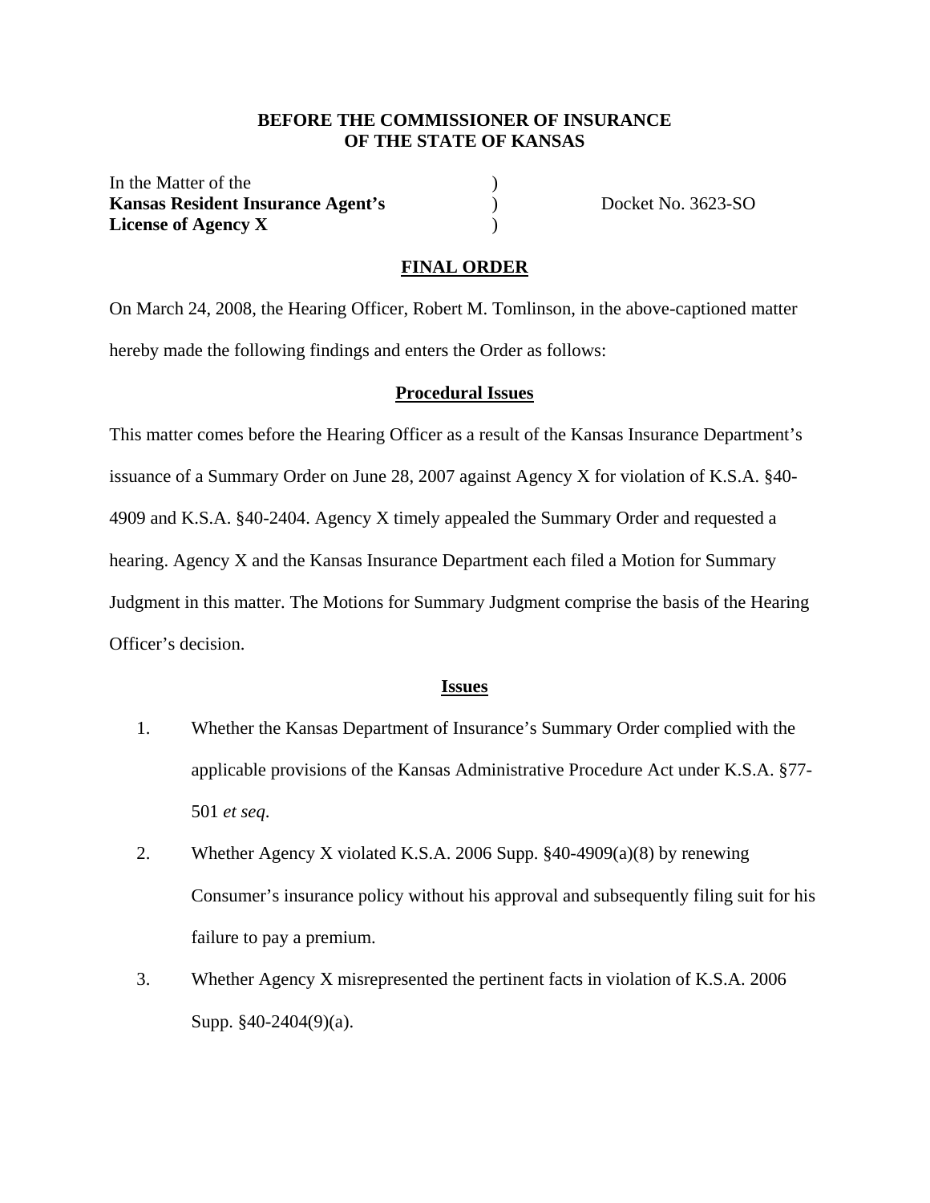**BEFORE THE COMMISSIONER OF INSURANCE**
**OF THE STATE OF KANSAS**

In the Matter of the )
**Kansas Resident Insurance Agent's** ) Docket No. 3623-SO
**License of Agency X** )

## FINAL ORDER

On March 24, 2008, the Hearing Officer, Robert M. Tomlinson, in the above-captioned matter hereby made the following findings and enters the Order as follows:

### Procedural Issues

This matter comes before the Hearing Officer as a result of the Kansas Insurance Department's issuance of a Summary Order on June 28, 2007 against Agency X for violation of K.S.A. §40-4909 and K.S.A. §40-2404. Agency X timely appealed the Summary Order and requested a hearing. Agency X and the Kansas Insurance Department each filed a Motion for Summary Judgment in this matter. The Motions for Summary Judgment comprise the basis of the Hearing Officer's decision.

### Issues

1. Whether the Kansas Department of Insurance's Summary Order complied with the applicable provisions of the Kansas Administrative Procedure Act under K.S.A. §77-501 *et seq*.
2. Whether Agency X violated K.S.A. 2006 Supp. §40-4909(a)(8) by renewing Consumer's insurance policy without his approval and subsequently filing suit for his failure to pay a premium.
3. Whether Agency X misrepresented the pertinent facts in violation of K.S.A. 2006 Supp. §40-2404(9)(a).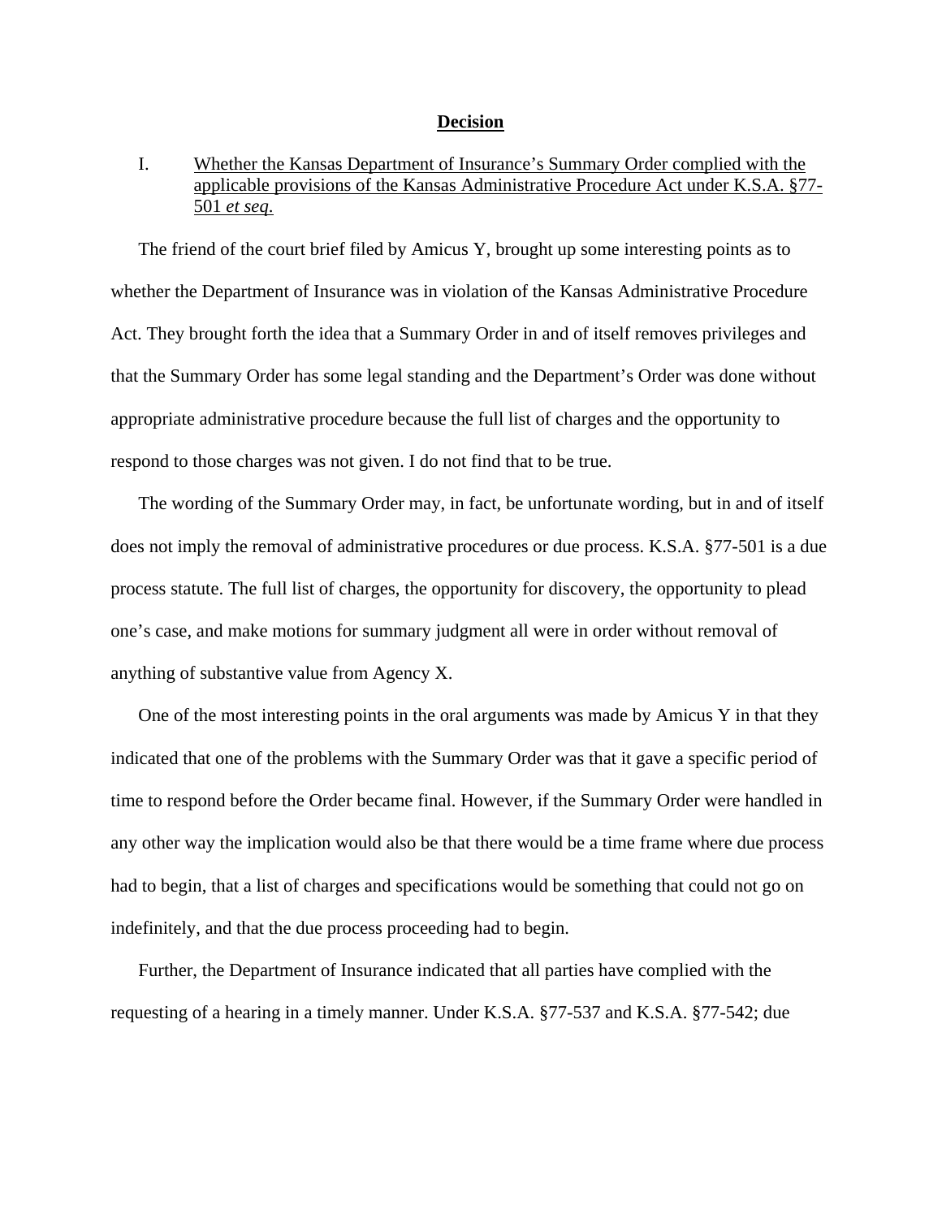## Decision

I. Whether the Kansas Department of Insurance's Summary Order complied with the applicable provisions of the Kansas Administrative Procedure Act under K.S.A. §77-501 *et seq.*

The friend of the court brief filed by Amicus Y, brought up some interesting points as to whether the Department of Insurance was in violation of the Kansas Administrative Procedure Act. They brought forth the idea that a Summary Order in and of itself removes privileges and that the Summary Order has some legal standing and the Department's Order was done without appropriate administrative procedure because the full list of charges and the opportunity to respond to those charges was not given. I do not find that to be true.

The wording of the Summary Order may, in fact, be unfortunate wording, but in and of itself does not imply the removal of administrative procedures or due process. K.S.A. §77-501 is a due process statute. The full list of charges, the opportunity for discovery, the opportunity to plead one's case, and make motions for summary judgment all were in order without removal of anything of substantive value from Agency X.

One of the most interesting points in the oral arguments was made by Amicus Y in that they indicated that one of the problems with the Summary Order was that it gave a specific period of time to respond before the Order became final. However, if the Summary Order were handled in any other way the implication would also be that there would be a time frame where due process had to begin, that a list of charges and specifications would be something that could not go on indefinitely, and that the due process proceeding had to begin.

Further, the Department of Insurance indicated that all parties have complied with the requesting of a hearing in a timely manner. Under K.S.A. §77-537 and K.S.A. §77-542; due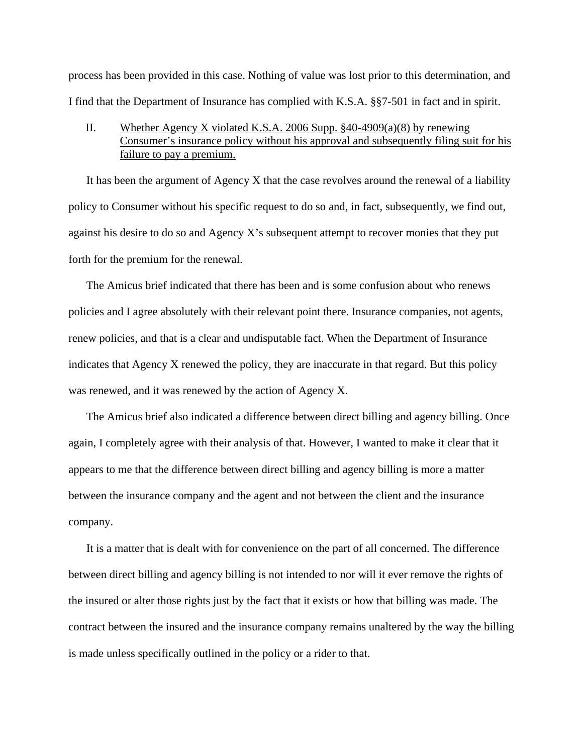process has been provided in this case. Nothing of value was lost prior to this determination, and I find that the Department of Insurance has complied with K.S.A. §§7-501 in fact and in spirit.

II. <u>Whether Agency X violated K.S.A. 2006 Supp. §40-4909(a)(8) by renewing Consumer's insurance policy without his approval and subsequently filing suit for his failure to pay a premium.</u>

It has been the argument of Agency X that the case revolves around the renewal of a liability policy to Consumer without his specific request to do so and, in fact, subsequently, we find out, against his desire to do so and Agency X's subsequent attempt to recover monies that they put forth for the premium for the renewal.

The Amicus brief indicated that there has been and is some confusion about who renews policies and I agree absolutely with their relevant point there. Insurance companies, not agents, renew policies, and that is a clear and undisputable fact. When the Department of Insurance indicates that Agency X renewed the policy, they are inaccurate in that regard. But this policy was renewed, and it was renewed by the action of Agency X.

The Amicus brief also indicated a difference between direct billing and agency billing. Once again, I completely agree with their analysis of that. However, I wanted to make it clear that it appears to me that the difference between direct billing and agency billing is more a matter between the insurance company and the agent and not between the client and the insurance company.

It is a matter that is dealt with for convenience on the part of all concerned. The difference between direct billing and agency billing is not intended to nor will it ever remove the rights of the insured or alter those rights just by the fact that it exists or how that billing was made. The contract between the insured and the insurance company remains unaltered by the way the billing is made unless specifically outlined in the policy or a rider to that.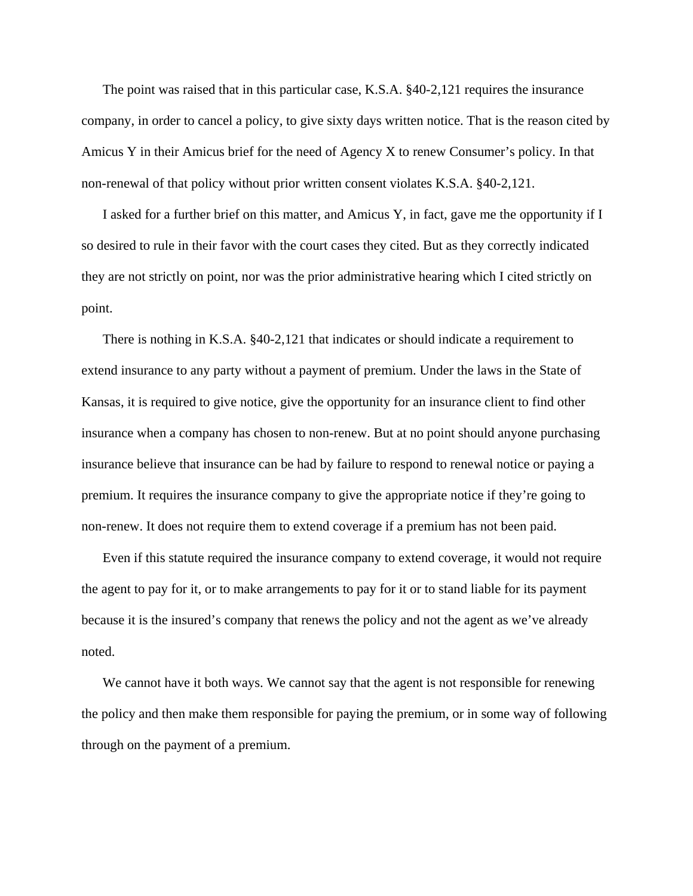The point was raised that in this particular case, K.S.A. §40-2,121 requires the insurance company, in order to cancel a policy, to give sixty days written notice. That is the reason cited by Amicus Y in their Amicus brief for the need of Agency X to renew Consumer's policy. In that non-renewal of that policy without prior written consent violates K.S.A. §40-2,121.

I asked for a further brief on this matter, and Amicus Y, in fact, gave me the opportunity if I so desired to rule in their favor with the court cases they cited. But as they correctly indicated they are not strictly on point, nor was the prior administrative hearing which I cited strictly on point.

There is nothing in K.S.A. §40-2,121 that indicates or should indicate a requirement to extend insurance to any party without a payment of premium. Under the laws in the State of Kansas, it is required to give notice, give the opportunity for an insurance client to find other insurance when a company has chosen to non-renew. But at no point should anyone purchasing insurance believe that insurance can be had by failure to respond to renewal notice or paying a premium. It requires the insurance company to give the appropriate notice if they're going to non-renew. It does not require them to extend coverage if a premium has not been paid.

Even if this statute required the insurance company to extend coverage, it would not require the agent to pay for it, or to make arrangements to pay for it or to stand liable for its payment because it is the insured's company that renews the policy and not the agent as we've already noted.

We cannot have it both ways. We cannot say that the agent is not responsible for renewing the policy and then make them responsible for paying the premium, or in some way of following through on the payment of a premium.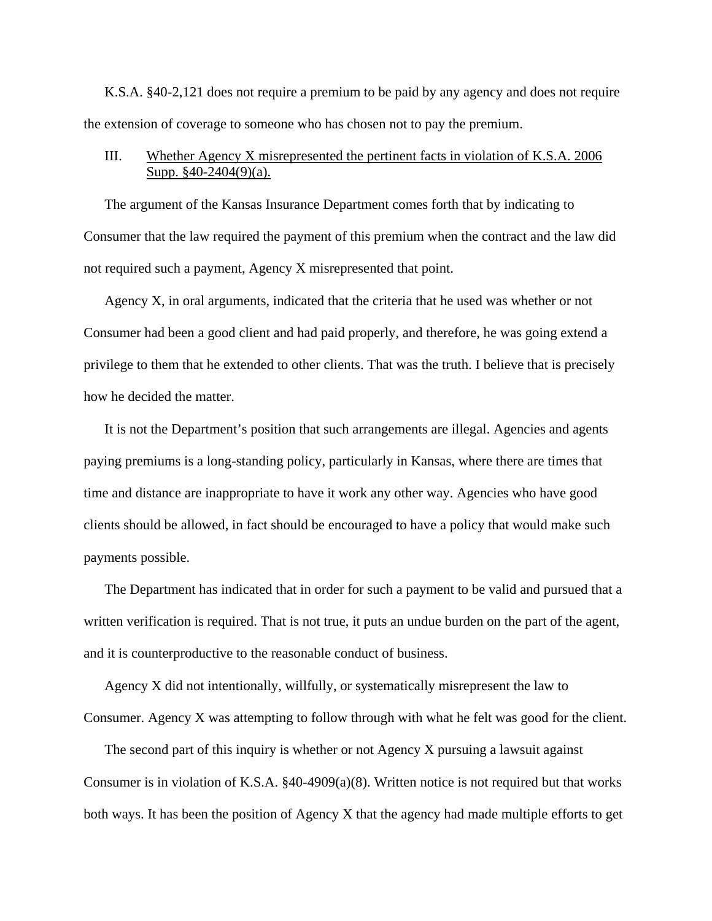K.S.A. §40-2,121 does not require a premium to be paid by any agency and does not require the extension of coverage to someone who has chosen not to pay the premium.

III. <u>Whether Agency X misrepresented the pertinent facts in violation of K.S.A. 2006 Supp. §40-2404(9)(a).</u>

The argument of the Kansas Insurance Department comes forth that by indicating to Consumer that the law required the payment of this premium when the contract and the law did not required such a payment, Agency X misrepresented that point.

Agency X, in oral arguments, indicated that the criteria that he used was whether or not Consumer had been a good client and had paid properly, and therefore, he was going extend a privilege to them that he extended to other clients. That was the truth. I believe that is precisely how he decided the matter.

It is not the Department's position that such arrangements are illegal. Agencies and agents paying premiums is a long-standing policy, particularly in Kansas, where there are times that time and distance are inappropriate to have it work any other way. Agencies who have good clients should be allowed, in fact should be encouraged to have a policy that would make such payments possible.

The Department has indicated that in order for such a payment to be valid and pursued that a written verification is required. That is not true, it puts an undue burden on the part of the agent, and it is counterproductive to the reasonable conduct of business.

Agency X did not intentionally, willfully, or systematically misrepresent the law to Consumer. Agency X was attempting to follow through with what he felt was good for the client.

The second part of this inquiry is whether or not Agency X pursuing a lawsuit against Consumer is in violation of K.S.A. §40-4909(a)(8). Written notice is not required but that works both ways. It has been the position of Agency X that the agency had made multiple efforts to get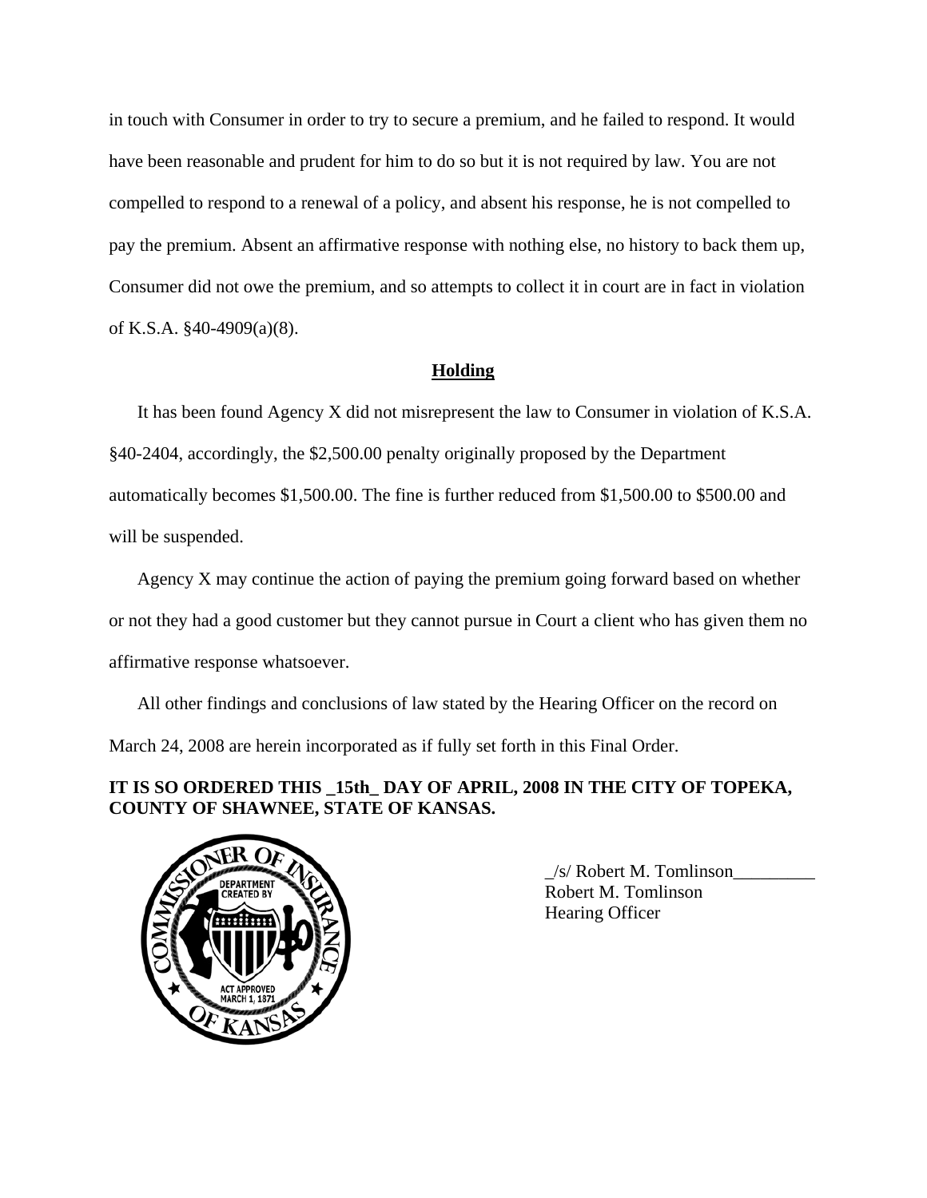in touch with Consumer in order to try to secure a premium, and he failed to respond. It would have been reasonable and prudent for him to do so but it is not required by law. You are not compelled to respond to a renewal of a policy, and absent his response, he is not compelled to pay the premium. Absent an affirmative response with nothing else, no history to back them up, Consumer did not owe the premium, and so attempts to collect it in court are in fact in violation of K.S.A. §40-4909(a)(8).

## Holding

It has been found Agency X did not misrepresent the law to Consumer in violation of K.S.A. §40-2404, accordingly, the $2,500.00 penalty originally proposed by the Department automatically becomes $1,500.00. The fine is further reduced from $1,500.00 to $500.00 and will be suspended.

Agency X may continue the action of paying the premium going forward based on whether or not they had a good customer but they cannot pursue in Court a client who has given them no affirmative response whatsoever.

All other findings and conclusions of law stated by the Hearing Officer on the record on March 24, 2008 are herein incorporated as if fully set forth in this Final Order.

**IT IS SO ORDERED THIS _15th_ DAY OF APRIL, 2008 IN THE CITY OF TOPEKA, COUNTY OF SHAWNEE, STATE OF KANSAS.**

_/s/ Robert M. Tomlinson_________
Robert M. Tomlinson
Hearing Officer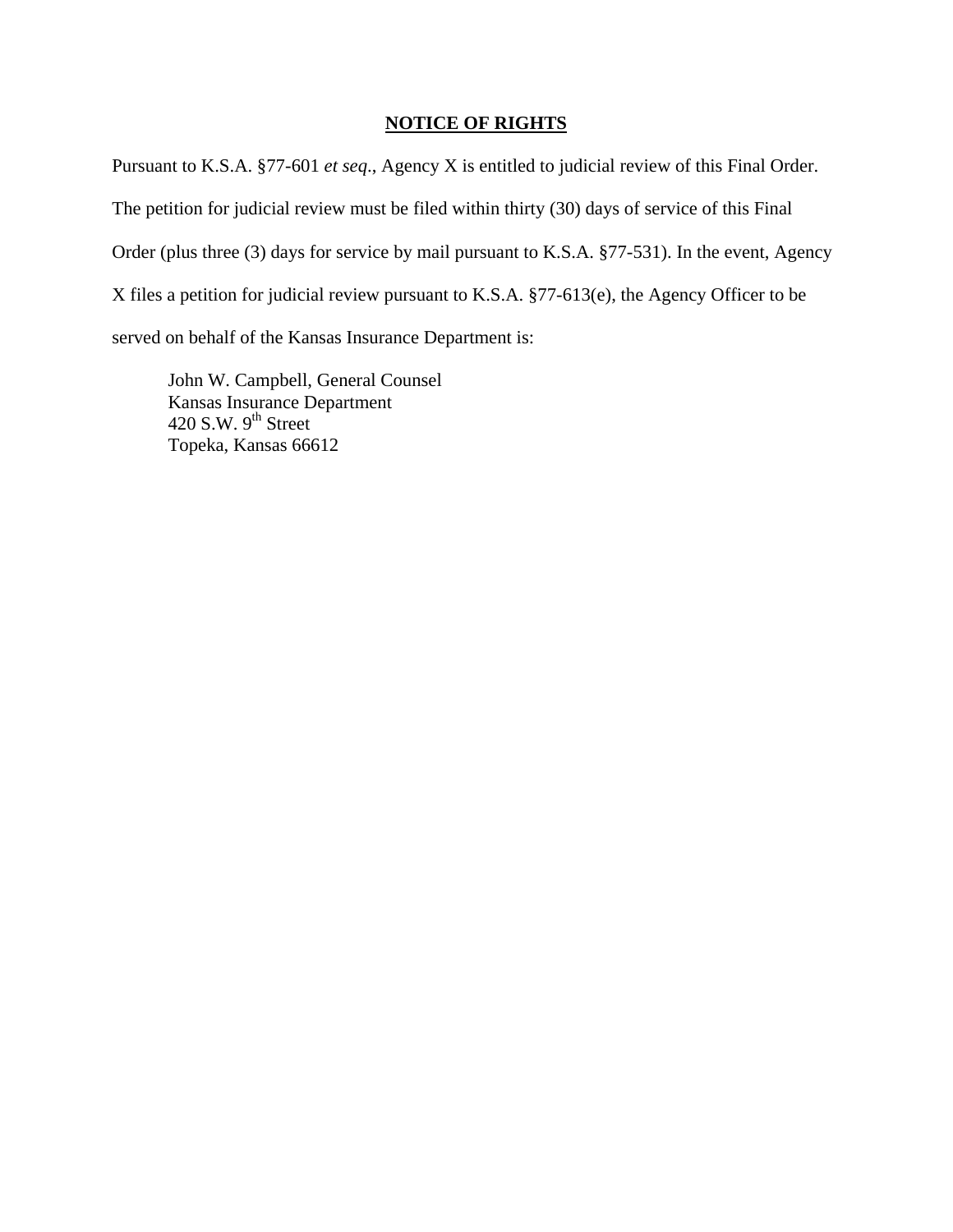**NOTICE OF RIGHTS**

Pursuant to K.S.A. §77-601 *et seq*., Agency X is entitled to judicial review of this Final Order. The petition for judicial review must be filed within thirty (30) days of service of this Final Order (plus three (3) days for service by mail pursuant to K.S.A. §77-531). In the event, Agency X files a petition for judicial review pursuant to K.S.A. §77-613(e), the Agency Officer to be served on behalf of the Kansas Insurance Department is:

John W. Campbell, General Counsel
Kansas Insurance Department
420 S.W. 9th Street
Topeka, Kansas 66612